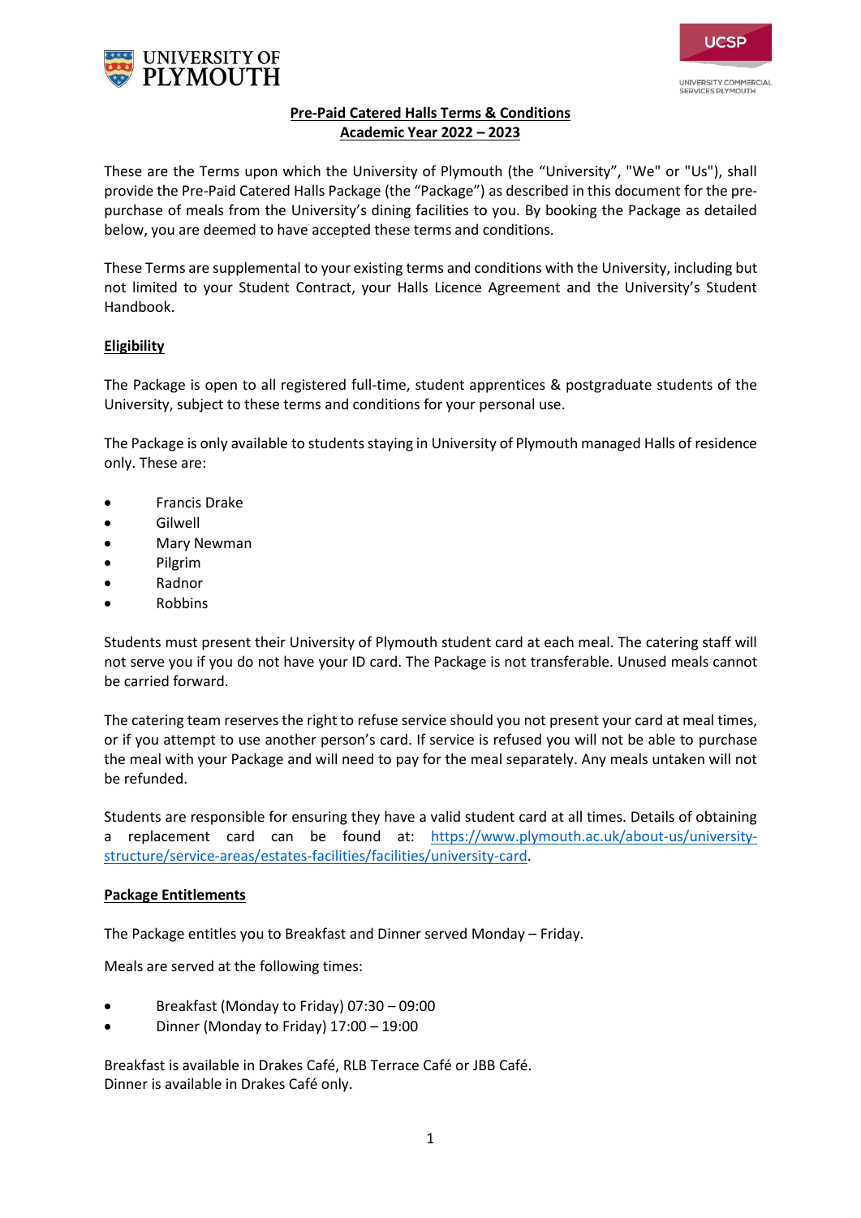UNIVERSITY OF PLYMOUTH

UCSP
UNIVERSITY COMMERCIAL SERVICES PLYMOUTH

# Pre-Paid Catered Halls Terms & Conditions
## Academic Year 2022 – 2023

These are the Terms upon which the University of Plymouth (the "University", "We" or "Us"), shall provide the Pre-Paid Catered Halls Package (the "Package") as described in this document for the pre-purchase of meals from the University's dining facilities to you. By booking the Package as detailed below, you are deemed to have accepted these terms and conditions.

These Terms are supplemental to your existing terms and conditions with the University, including but not limited to your Student Contract, your Halls Licence Agreement and the University's Student Handbook.

### Eligibility

The Package is open to all registered full-time, student apprentices & postgraduate students of the University, subject to these terms and conditions for your personal use.

The Package is only available to students staying in University of Plymouth managed Halls of residence only. These are:

- Francis Drake
- Gilwell
- Mary Newman
- Pilgrim
- Radnor
- Robbins

Students must present their University of Plymouth student card at each meal. The catering staff will not serve you if you do not have your ID card. The Package is not transferable. Unused meals cannot be carried forward.

The catering team reserves the right to refuse service should you not present your card at meal times, or if you attempt to use another person's card. If service is refused you will not be able to purchase the meal with your Package and will need to pay for the meal separately. Any meals untaken will not be refunded.

Students are responsible for ensuring they have a valid student card at all times. Details of obtaining a replacement card can be found at: [https://www.plymouth.ac.uk/about-us/university-structure/service-areas/estates-facilities/facilities/university-card](https://www.plymouth.ac.uk/about-us/university-structure/service-areas/estates-facilities/facilities/university-card).

### Package Entitlements

The Package entitles you to Breakfast and Dinner served Monday – Friday.

Meals are served at the following times:

- Breakfast (Monday to Friday) 07:30 – 09:00
- Dinner (Monday to Friday) 17:00 – 19:00

Breakfast is available in Drakes Café, RLB Terrace Café or JBB Café.
Dinner is available in Drakes Café only.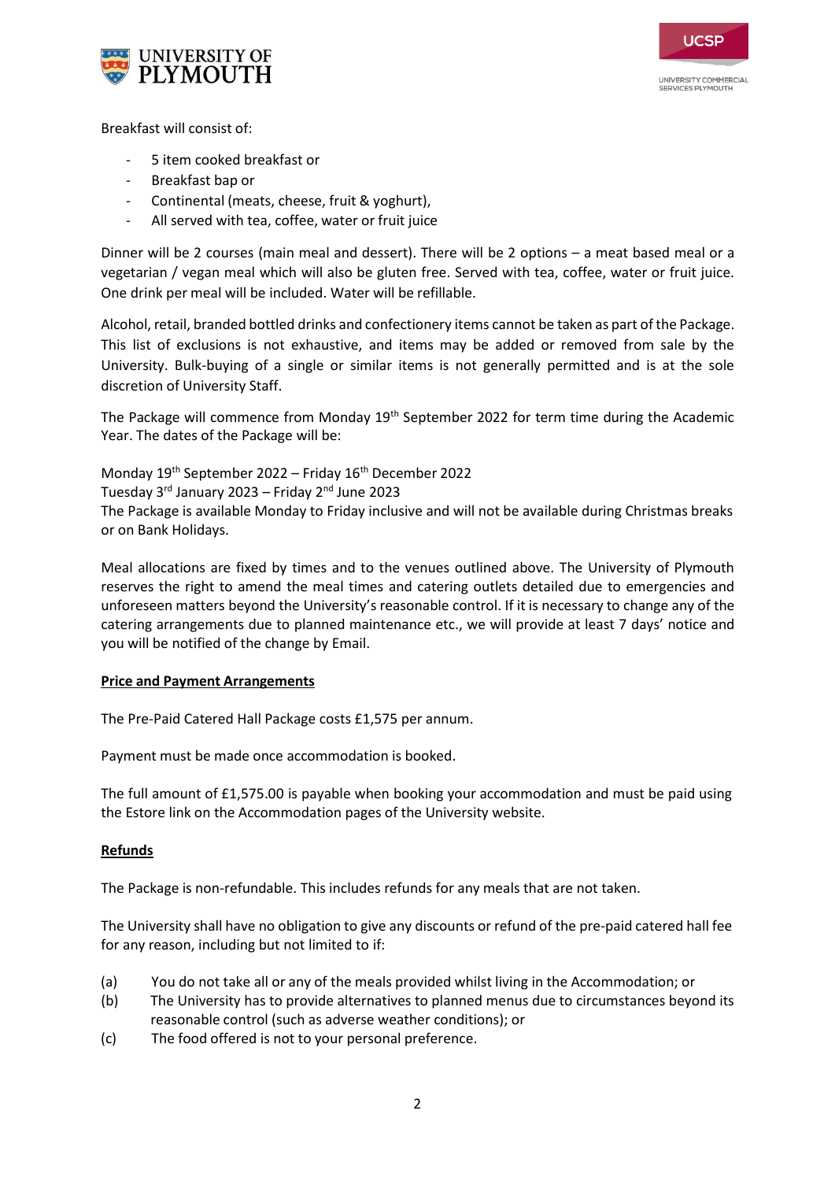Breakfast will consist of:

- 5 item cooked breakfast or
- Breakfast bap or
- Continental (meats, cheese, fruit & yoghurt),
- All served with tea, coffee, water or fruit juice

Dinner will be 2 courses (main meal and dessert). There will be 2 options – a meat based meal or a vegetarian / vegan meal which will also be gluten free. Served with tea, coffee, water or fruit juice. One drink per meal will be included. Water will be refillable.

Alcohol, retail, branded bottled drinks and confectionery items cannot be taken as part of the Package. This list of exclusions is not exhaustive, and items may be added or removed from sale by the University. Bulk-buying of a single or similar items is not generally permitted and is at the sole discretion of University Staff.

The Package will commence from Monday 19th September 2022 for term time during the Academic Year. The dates of the Package will be:

Monday 19th September 2022 – Friday 16th December 2022
Tuesday 3rd January 2023 – Friday 2nd June 2023
The Package is available Monday to Friday inclusive and will not be available during Christmas breaks or on Bank Holidays.

Meal allocations are fixed by times and to the venues outlined above. The University of Plymouth reserves the right to amend the meal times and catering outlets detailed due to emergencies and unforeseen matters beyond the University's reasonable control. If it is necessary to change any of the catering arrangements due to planned maintenance etc., we will provide at least 7 days' notice and you will be notified of the change by Email.

**Price and Payment Arrangements**

The Pre-Paid Catered Hall Package costs £1,575 per annum.

Payment must be made once accommodation is booked.

The full amount of £1,575.00 is payable when booking your accommodation and must be paid using the Estore link on the Accommodation pages of the University website.

**Refunds**

The Package is non-refundable. This includes refunds for any meals that are not taken.

The University shall have no obligation to give any discounts or refund of the pre-paid catered hall fee for any reason, including but not limited to if:

(a) You do not take all or any of the meals provided whilst living in the Accommodation; or
(b) The University has to provide alternatives to planned menus due to circumstances beyond its reasonable control (such as adverse weather conditions); or
(c) The food offered is not to your personal preference.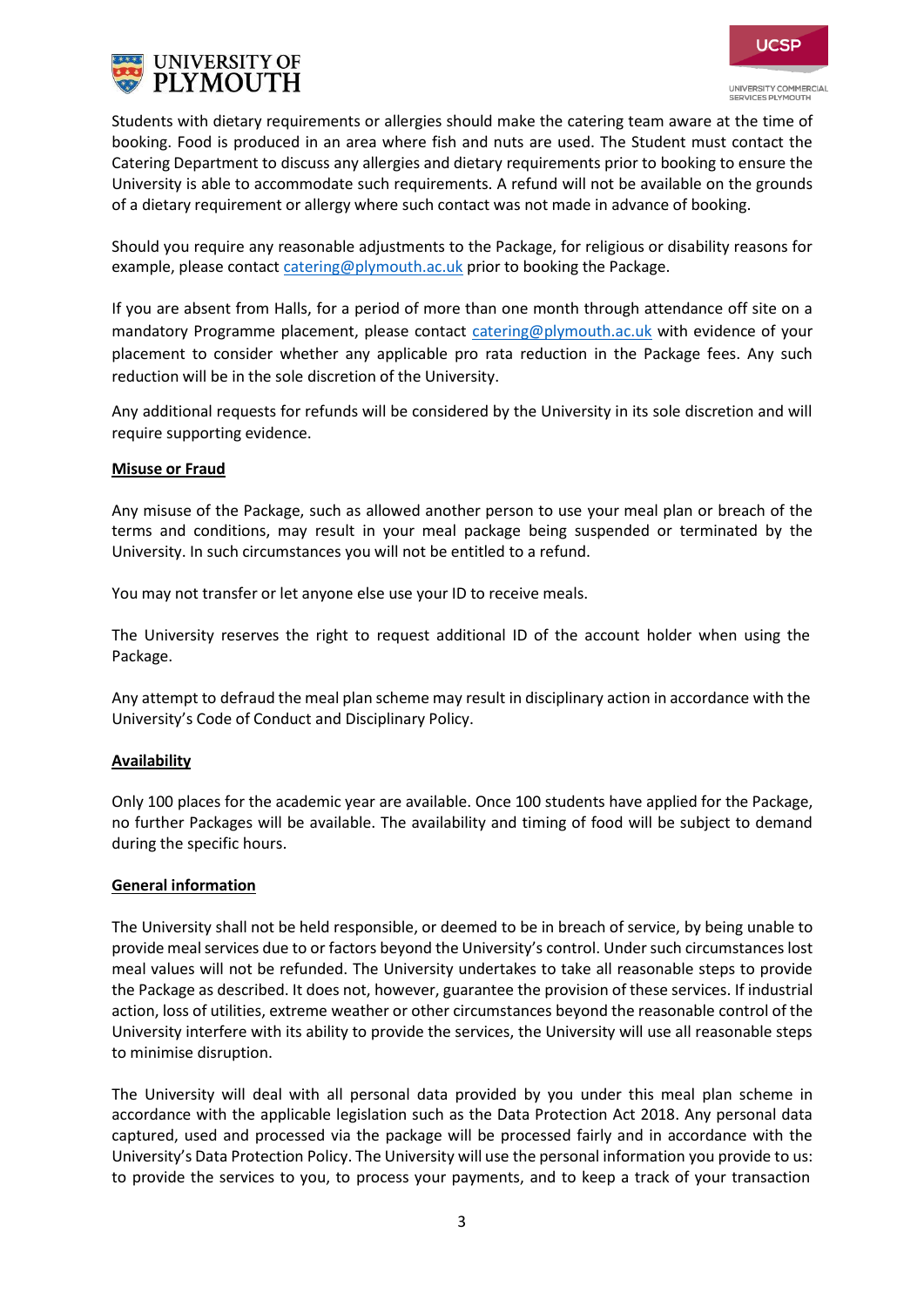Students with dietary requirements or allergies should make the catering team aware at the time of booking. Food is produced in an area where fish and nuts are used. The Student must contact the Catering Department to discuss any allergies and dietary requirements prior to booking to ensure the University is able to accommodate such requirements. A refund will not be available on the grounds of a dietary requirement or allergy where such contact was not made in advance of booking.

Should you require any reasonable adjustments to the Package, for religious or disability reasons for example, please contact catering@plymouth.ac.uk prior to booking the Package.

If you are absent from Halls, for a period of more than one month through attendance off site on a mandatory Programme placement, please contact catering@plymouth.ac.uk with evidence of your placement to consider whether any applicable pro rata reduction in the Package fees. Any such reduction will be in the sole discretion of the University.

Any additional requests for refunds will be considered by the University in its sole discretion and will require supporting evidence.

**Misuse or Fraud**

Any misuse of the Package, such as allowed another person to use your meal plan or breach of the terms and conditions, may result in your meal package being suspended or terminated by the University. In such circumstances you will not be entitled to a refund.

You may not transfer or let anyone else use your ID to receive meals.

The University reserves the right to request additional ID of the account holder when using the Package.

Any attempt to defraud the meal plan scheme may result in disciplinary action in accordance with the University's Code of Conduct and Disciplinary Policy.

**Availability**

Only 100 places for the academic year are available. Once 100 students have applied for the Package, no further Packages will be available. The availability and timing of food will be subject to demand during the specific hours.

**General information**

The University shall not be held responsible, or deemed to be in breach of service, by being unable to provide meal services due to or factors beyond the University's control. Under such circumstances lost meal values will not be refunded. The University undertakes to take all reasonable steps to provide the Package as described. It does not, however, guarantee the provision of these services. If industrial action, loss of utilities, extreme weather or other circumstances beyond the reasonable control of the University interfere with its ability to provide the services, the University will use all reasonable steps to minimise disruption.

The University will deal with all personal data provided by you under this meal plan scheme in accordance with the applicable legislation such as the Data Protection Act 2018. Any personal data captured, used and processed via the package will be processed fairly and in accordance with the University's Data Protection Policy. The University will use the personal information you provide to us: to provide the services to you, to process your payments, and to keep a track of your transaction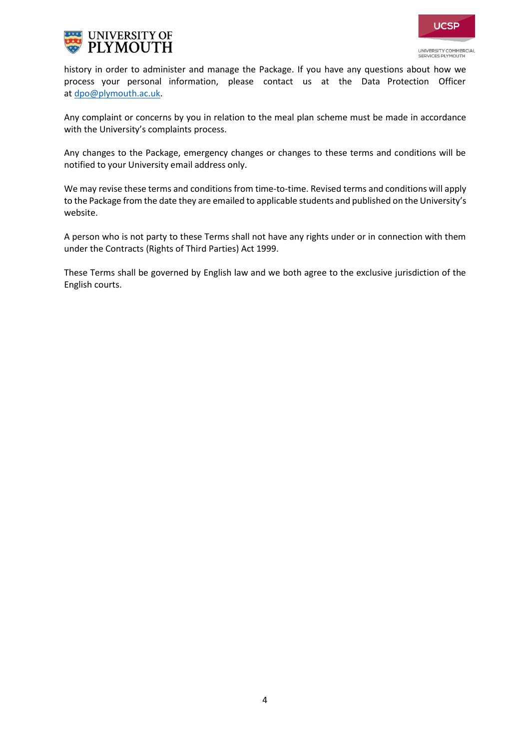history in order to administer and manage the Package. If you have any questions about how we process your personal information, please contact us at the Data Protection Officer at [dpo@plymouth.ac.uk](mailto:dpo@plymouth.ac.uk).

Any complaint or concerns by you in relation to the meal plan scheme must be made in accordance with the University's complaints process.

Any changes to the Package, emergency changes or changes to these terms and conditions will be notified to your University email address only.

We may revise these terms and conditions from time-to-time. Revised terms and conditions will apply to the Package from the date they are emailed to applicable students and published on the University's website.

A person who is not party to these Terms shall not have any rights under or in connection with them under the Contracts (Rights of Third Parties) Act 1999.

These Terms shall be governed by English law and we both agree to the exclusive jurisdiction of the English courts.